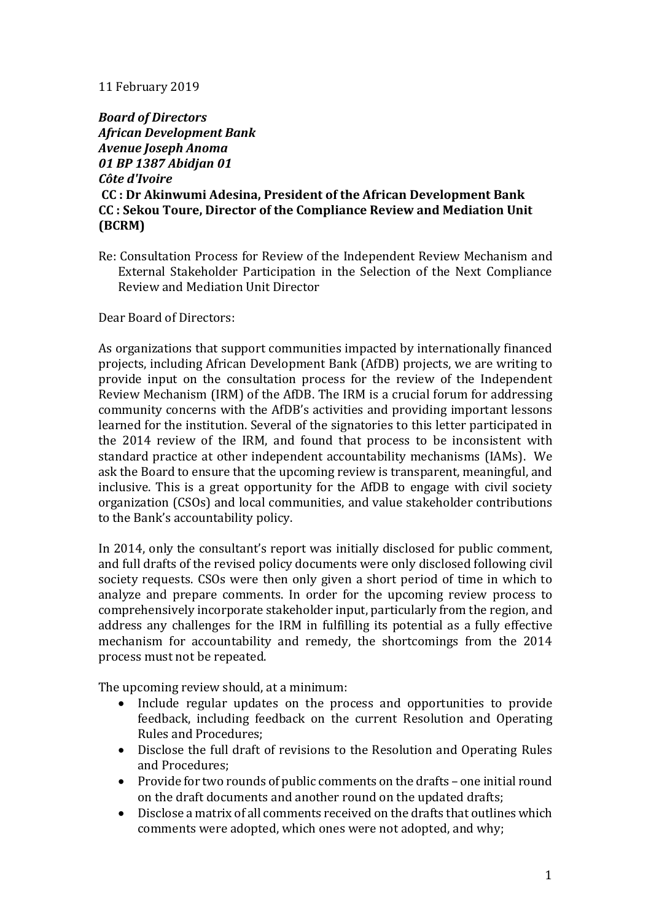11 February 2019

***Board of Directors***
***African Development Bank***
***Avenue Joseph Anoma***
***01 BP 1387 Abidjan 01***
***Côte d'Ivoire***
**CC : Dr Akinwumi Adesina, President of the African Development Bank**
**CC : Sekou Toure, Director of the Compliance Review and Mediation Unit (BCRM)**

Re: Consultation Process for Review of the Independent Review Mechanism and External Stakeholder Participation in the Selection of the Next Compliance Review and Mediation Unit Director

Dear Board of Directors:

As organizations that support communities impacted by internationally financed projects, including African Development Bank (AfDB) projects, we are writing to provide input on the consultation process for the review of the Independent Review Mechanism (IRM) of the AfDB. The IRM is a crucial forum for addressing community concerns with the AfDB's activities and providing important lessons learned for the institution. Several of the signatories to this letter participated in the 2014 review of the IRM, and found that process to be inconsistent with standard practice at other independent accountability mechanisms (IAMs). We ask the Board to ensure that the upcoming review is transparent, meaningful, and inclusive. This is a great opportunity for the AfDB to engage with civil society organization (CSOs) and local communities, and value stakeholder contributions to the Bank's accountability policy.

In 2014, only the consultant's report was initially disclosed for public comment, and full drafts of the revised policy documents were only disclosed following civil society requests. CSOs were then only given a short period of time in which to analyze and prepare comments. In order for the upcoming review process to comprehensively incorporate stakeholder input, particularly from the region, and address any challenges for the IRM in fulfilling its potential as a fully effective mechanism for accountability and remedy, the shortcomings from the 2014 process must not be repeated.

The upcoming review should, at a minimum:

- Include regular updates on the process and opportunities to provide feedback, including feedback on the current Resolution and Operating Rules and Procedures;
- Disclose the full draft of revisions to the Resolution and Operating Rules and Procedures;
- Provide for two rounds of public comments on the drafts – one initial round on the draft documents and another round on the updated drafts;
- Disclose a matrix of all comments received on the drafts that outlines which comments were adopted, which ones were not adopted, and why;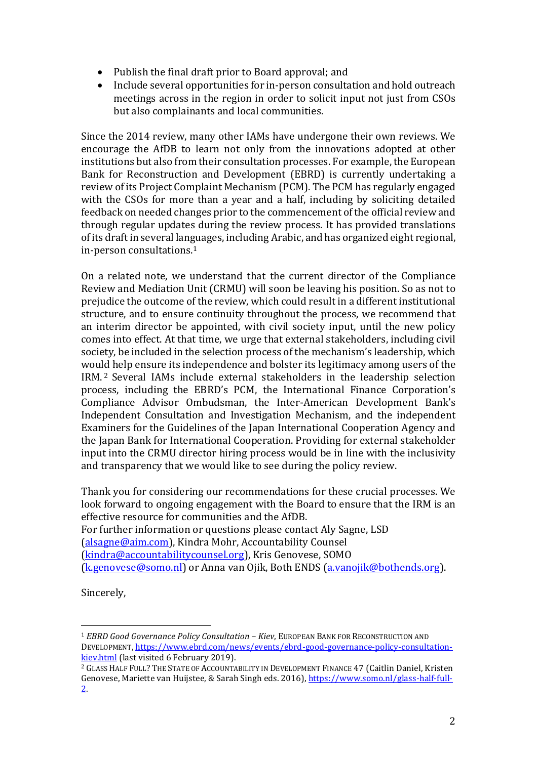- Publish the final draft prior to Board approval; and
- Include several opportunities for in-person consultation and hold outreach meetings across in the region in order to solicit input not just from CSOs but also complainants and local communities.

Since the 2014 review, many other IAMs have undergone their own reviews. We encourage the AfDB to learn not only from the innovations adopted at other institutions but also from their consultation processes. For example, the European Bank for Reconstruction and Development (EBRD) is currently undertaking a review of its Project Complaint Mechanism (PCM). The PCM has regularly engaged with the CSOs for more than a year and a half, including by soliciting detailed feedback on needed changes prior to the commencement of the official review and through regular updates during the review process. It has provided translations of its draft in several languages, including Arabic, and has organized eight regional, in-person consultations.[1]

On a related note, we understand that the current director of the Compliance Review and Mediation Unit (CRMU) will soon be leaving his position. So as not to prejudice the outcome of the review, which could result in a different institutional structure, and to ensure continuity throughout the process, we recommend that an interim director be appointed, with civil society input, until the new policy comes into effect. At that time, we urge that external stakeholders, including civil society, be included in the selection process of the mechanism's leadership, which would help ensure its independence and bolster its legitimacy among users of the IRM.[2] Several IAMs include external stakeholders in the leadership selection process, including the EBRD's PCM, the International Finance Corporation's Compliance Advisor Ombudsman, the Inter-American Development Bank's Independent Consultation and Investigation Mechanism, and the independent Examiners for the Guidelines of the Japan International Cooperation Agency and the Japan Bank for International Cooperation. Providing for external stakeholder input into the CRMU director hiring process would be in line with the inclusivity and transparency that we would like to see during the policy review.

Thank you for considering our recommendations for these crucial processes. We look forward to ongoing engagement with the Board to ensure that the IRM is an effective resource for communities and the AfDB.
For further information or questions please contact Aly Sagne, LSD (alsagne@aim.com), Kindra Mohr, Accountability Counsel (kindra@accountabilitycounsel.org), Kris Genovese, SOMO (k.genovese@somo.nl) or Anna van Ojik, Both ENDS (a.vanojik@bothends.org).

Sincerely,

---

[1] *EBRD Good Governance Policy Consultation – Kiev*, EUROPEAN BANK FOR RECONSTRUCTION AND DEVELOPMENT, https://www.ebrd.com/news/events/ebrd-good-governance-policy-consultation-kiev.html (last visited 6 February 2019).

[2] GLASS HALF FULL? THE STATE OF ACCOUNTABILITY IN DEVELOPMENT FINANCE 47 (Caitlin Daniel, Kristen Genovese, Mariette van Huijstee, & Sarah Singh eds. 2016), https://www.somo.nl/glass-half-full-2.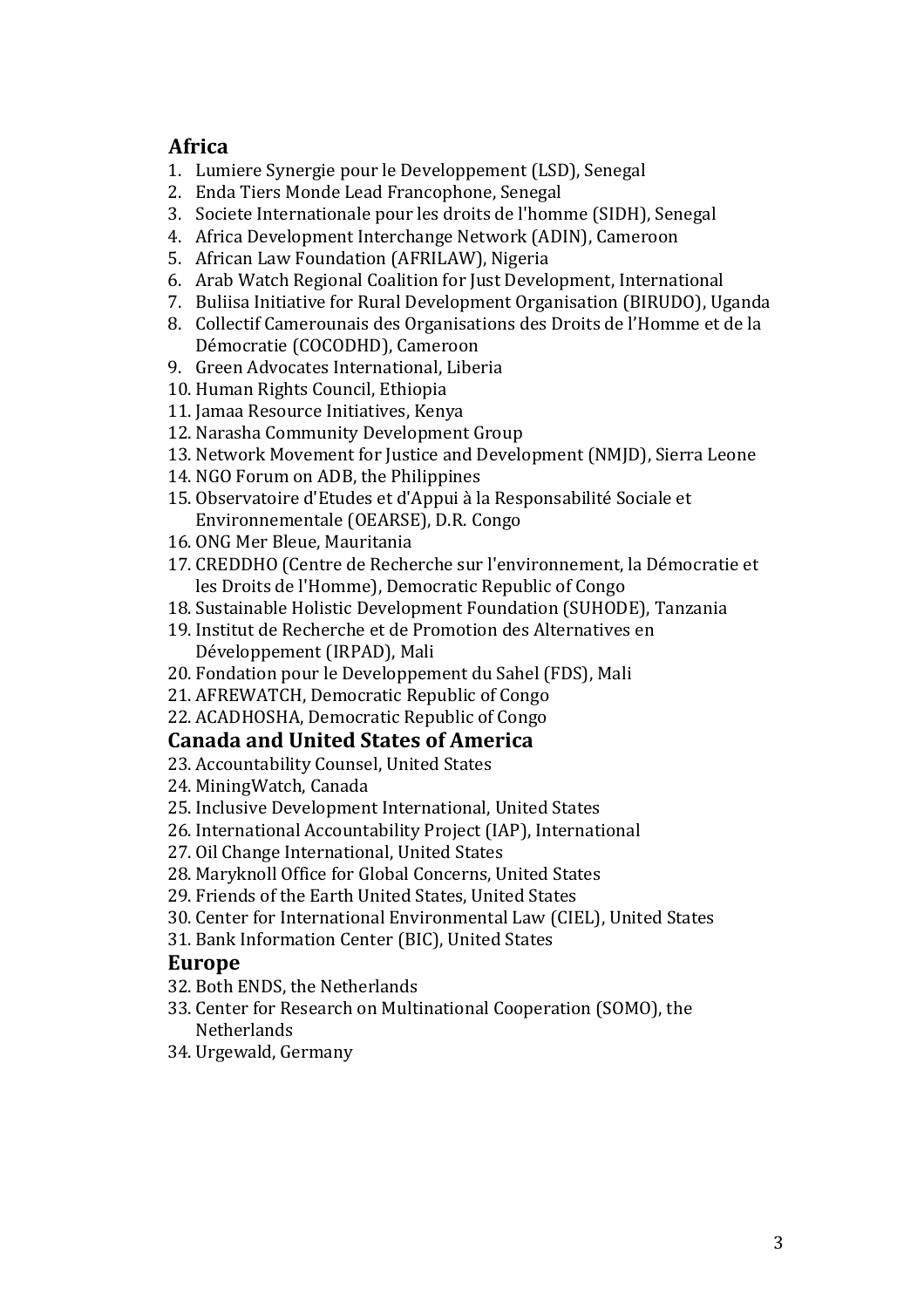## Africa

1. Lumiere Synergie pour le Developpement (LSD), Senegal
2. Enda Tiers Monde Lead Francophone, Senegal
3. Societe Internationale pour les droits de l'homme (SIDH), Senegal
4. Africa Development Interchange Network (ADIN), Cameroon
5. African Law Foundation (AFRILAW), Nigeria
6. Arab Watch Regional Coalition for Just Development, International
7. Buliisa Initiative for Rural Development Organisation (BIRUDO), Uganda
8. Collectif Camerounais des Organisations des Droits de l'Homme et de la Démocratie (COCODHD), Cameroon
9. Green Advocates International, Liberia
10. Human Rights Council, Ethiopia
11. Jamaa Resource Initiatives, Kenya
12. Narasha Community Development Group
13. Network Movement for Justice and Development (NMJD), Sierra Leone
14. NGO Forum on ADB, the Philippines
15. Observatoire d'Etudes et d'Appui à la Responsabilité Sociale et Environnementale (OEARSE), D.R. Congo
16. ONG Mer Bleue, Mauritania
17. CREDDHO (Centre de Recherche sur l'environnement, la Démocratie et les Droits de l'Homme), Democratic Republic of Congo
18. Sustainable Holistic Development Foundation (SUHODE), Tanzania
19. Institut de Recherche et de Promotion des Alternatives en Développement (IRPAD), Mali
20. Fondation pour le Developpement du Sahel (FDS), Mali
21. AFREWATCH, Democratic Republic of Congo
22. ACADHOSHA, Democratic Republic of Congo

## Canada and United States of America

23. Accountability Counsel, United States
24. MiningWatch, Canada
25. Inclusive Development International, United States
26. International Accountability Project (IAP), International
27. Oil Change International, United States
28. Maryknoll Office for Global Concerns, United States
29. Friends of the Earth United States, United States
30. Center for International Environmental Law (CIEL), United States
31. Bank Information Center (BIC), United States

## Europe

32. Both ENDS, the Netherlands
33. Center for Research on Multinational Cooperation (SOMO), the Netherlands
34. Urgewald, Germany